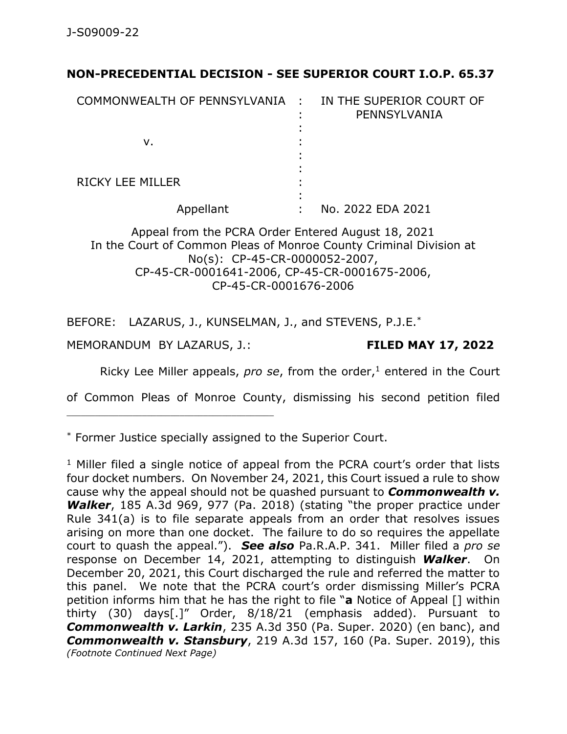J-S09009-22

**NON-PRECEDENTIAL DECISION - SEE SUPERIOR COURT I.O.P. 65.37**

| | | |
|---|---|---|
| COMMONWEALTH OF PENNSYLVANIA | : | IN THE SUPERIOR COURT OF PENNSYLVANIA |
| | : | |
| v. | : | |
| | : | |
| RICKY LEE MILLER | : | |
| | : | |
| Appellant | : | No. 2022 EDA 2021 |

Appeal from the PCRA Order Entered August 18, 2021
In the Court of Common Pleas of Monroe County Criminal Division at No(s): CP-45-CR-0000052-2007, CP-45-CR-0001641-2006, CP-45-CR-0001675-2006, CP-45-CR-0001676-2006

BEFORE: LAZARUS, J., KUNSELMAN, J., and STEVENS, P.J.E.*

MEMORANDUM BY LAZARUS, J.: **FILED MAY 17, 2022**

Ricky Lee Miller appeals, *pro se*, from the order,[1] entered in the Court of Common Pleas of Monroe County, dismissing his second petition filed

---

* Former Justice specially assigned to the Superior Court.

[1] Miller filed a single notice of appeal from the PCRA court's order that lists four docket numbers. On November 24, 2021, this Court issued a rule to show cause why the appeal should not be quashed pursuant to ***Commonwealth v. Walker***, 185 A.3d 969, 977 (Pa. 2018) (stating "the proper practice under Rule 341(a) is to file separate appeals from an order that resolves issues arising on more than one docket. The failure to do so requires the appellate court to quash the appeal."). ***See also*** Pa.R.A.P. 341. Miller filed a *pro se* response on December 14, 2021, attempting to distinguish ***Walker***. On December 20, 2021, this Court discharged the rule and referred the matter to this panel. We note that the PCRA court's order dismissing Miller's PCRA petition informs him that he has the right to file "**a** Notice of Appeal [] within thirty (30) days[.]" Order, 8/18/21 (emphasis added). Pursuant to ***Commonwealth v. Larkin***, 235 A.3d 350 (Pa. Super. 2020) (en banc), and ***Commonwealth v. Stansbury***, 219 A.3d 157, 160 (Pa. Super. 2019), this *(Footnote Continued Next Page)*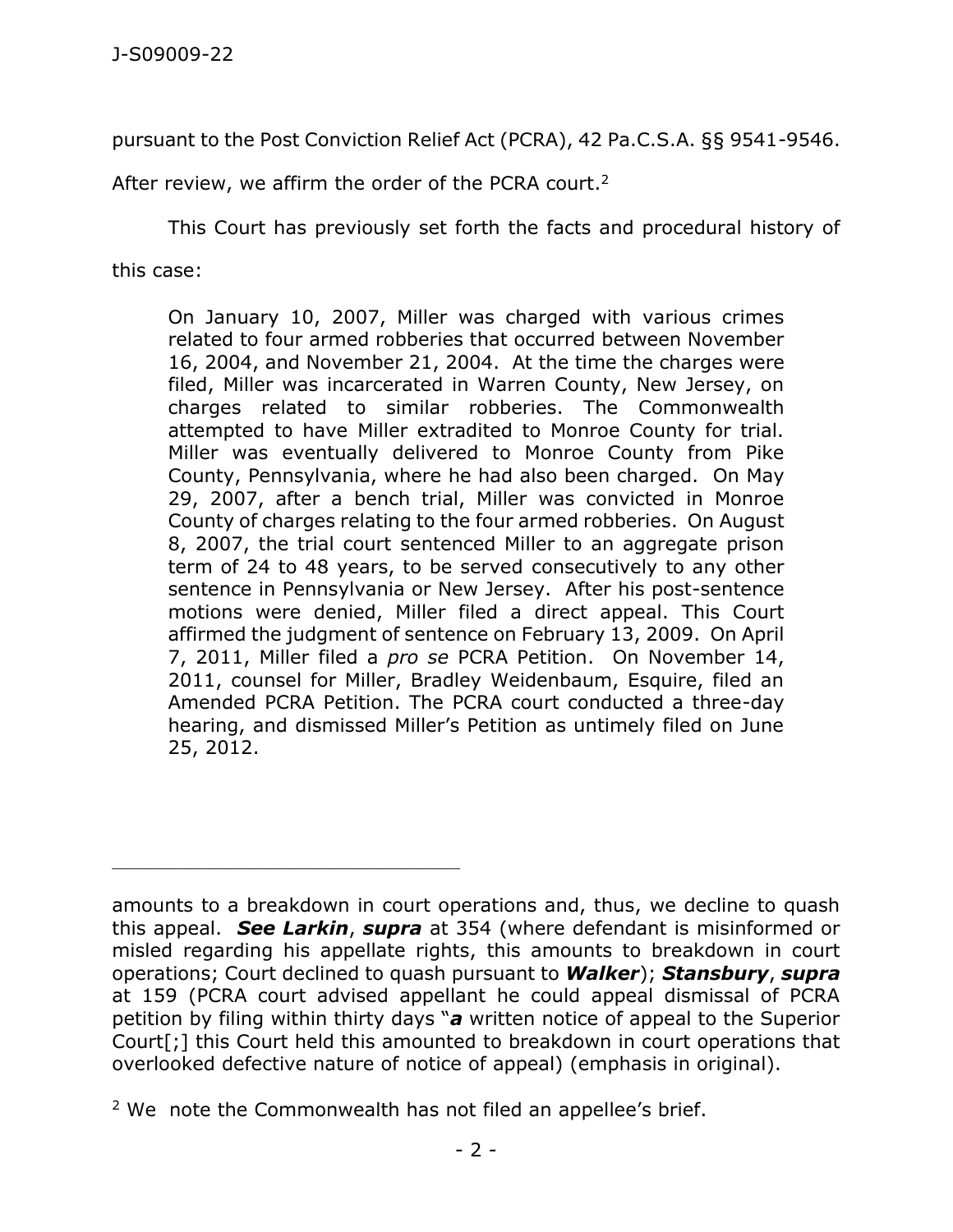pursuant to the Post Conviction Relief Act (PCRA), 42 Pa.C.S.A. §§ 9541-9546. After review, we affirm the order of the PCRA court.[2]

This Court has previously set forth the facts and procedural history of this case:

> On January 10, 2007, Miller was charged with various crimes related to four armed robberies that occurred between November 16, 2004, and November 21, 2004. At the time the charges were filed, Miller was incarcerated in Warren County, New Jersey, on charges related to similar robberies. The Commonwealth attempted to have Miller extradited to Monroe County for trial. Miller was eventually delivered to Monroe County from Pike County, Pennsylvania, where he had also been charged. On May 29, 2007, after a bench trial, Miller was convicted in Monroe County of charges relating to the four armed robberies. On August 8, 2007, the trial court sentenced Miller to an aggregate prison term of 24 to 48 years, to be served consecutively to any other sentence in Pennsylvania or New Jersey. After his post-sentence motions were denied, Miller filed a direct appeal. This Court affirmed the judgment of sentence on February 13, 2009. On April 7, 2011, Miller filed a *pro se* PCRA Petition. On November 14, 2011, counsel for Miller, Bradley Weidenbaum, Esquire, filed an Amended PCRA Petition. The PCRA court conducted a three-day hearing, and dismissed Miller's Petition as untimely filed on June 25, 2012.

---

amounts to a breakdown in court operations and, thus, we decline to quash this appeal. ***See Larkin***, ***supra*** at 354 (where defendant is misinformed or misled regarding his appellate rights, this amounts to breakdown in court operations; Court declined to quash pursuant to ***Walker***); ***Stansbury***, ***supra*** at 159 (PCRA court advised appellant he could appeal dismissal of PCRA petition by filing within thirty days "***a*** written notice of appeal to the Superior Court[;] this Court held this amounted to breakdown in court operations that overlooked defective nature of notice of appeal) (emphasis in original).

[2] We note the Commonwealth has not filed an appellee's brief.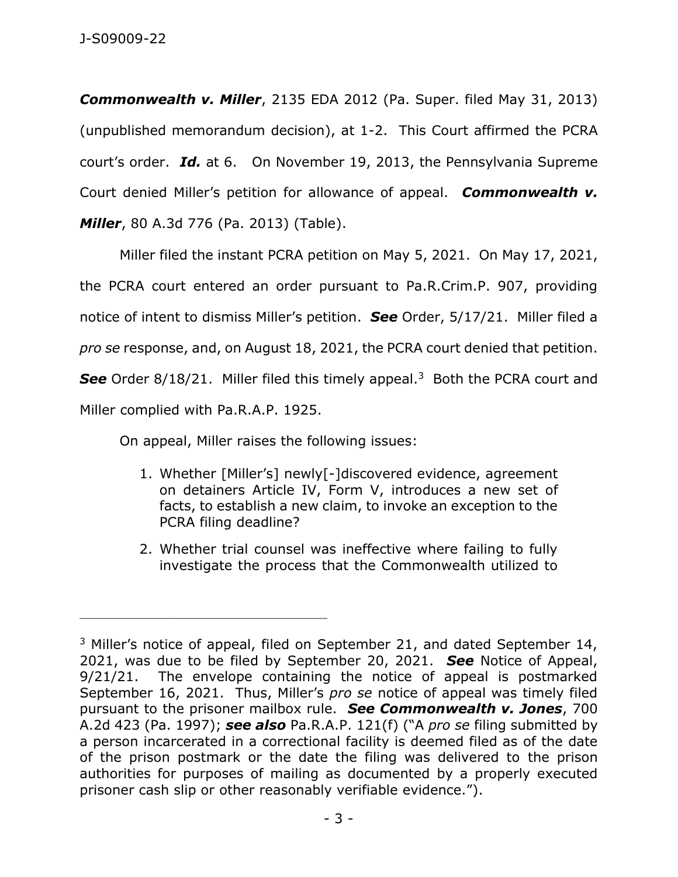***Commonwealth v. Miller***, 2135 EDA 2012 (Pa. Super. filed May 31, 2013) (unpublished memorandum decision), at 1-2. This Court affirmed the PCRA court's order. ***Id.*** at 6. On November 19, 2013, the Pennsylvania Supreme Court denied Miller's petition for allowance of appeal. ***Commonwealth v. Miller***, 80 A.3d 776 (Pa. 2013) (Table).

Miller filed the instant PCRA petition on May 5, 2021. On May 17, 2021, the PCRA court entered an order pursuant to Pa.R.Crim.P. 907, providing notice of intent to dismiss Miller's petition. ***See*** Order, 5/17/21. Miller filed a *pro se* response, and, on August 18, 2021, the PCRA court denied that petition. ***See*** Order 8/18/21. Miller filed this timely appeal.[3] Both the PCRA court and Miller complied with Pa.R.A.P. 1925.

On appeal, Miller raises the following issues:

> 1. Whether [Miller's] newly[-]discovered evidence, agreement on detainers Article IV, Form V, introduces a new set of facts, to establish a new claim, to invoke an exception to the PCRA filing deadline?
>
> 2. Whether trial counsel was ineffective where failing to fully investigate the process that the Commonwealth utilized to

---

[3] Miller's notice of appeal, filed on September 21, and dated September 14, 2021, was due to be filed by September 20, 2021. ***See*** Notice of Appeal, 9/21/21. The envelope containing the notice of appeal is postmarked September 16, 2021. Thus, Miller's *pro se* notice of appeal was timely filed pursuant to the prisoner mailbox rule. ***See Commonwealth v. Jones***, 700 A.2d 423 (Pa. 1997); ***see also*** Pa.R.A.P. 121(f) ("A *pro se* filing submitted by a person incarcerated in a correctional facility is deemed filed as of the date of the prison postmark or the date the filing was delivered to the prison authorities for purposes of mailing as documented by a properly executed prisoner cash slip or other reasonably verifiable evidence.").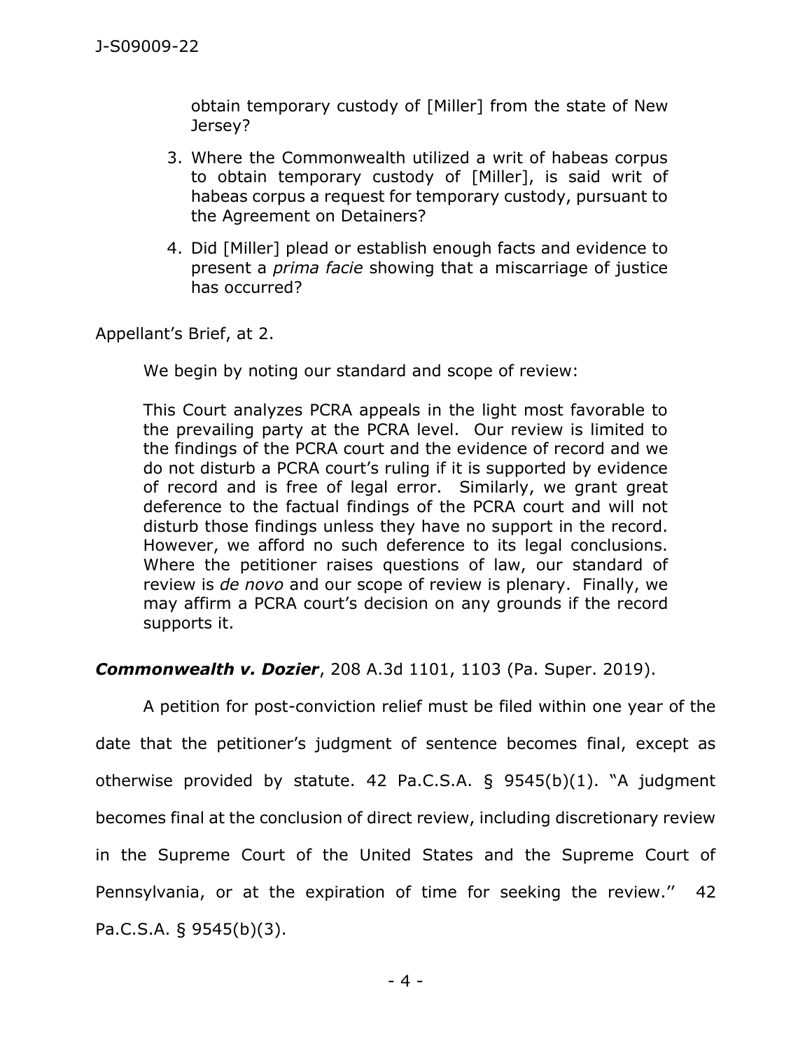obtain temporary custody of [Miller] from the state of New Jersey?

3. Where the Commonwealth utilized a writ of habeas corpus to obtain temporary custody of [Miller], is said writ of habeas corpus a request for temporary custody, pursuant to the Agreement on Detainers?

4. Did [Miller] plead or establish enough facts and evidence to present a *prima facie* showing that a miscarriage of justice has occurred?

Appellant's Brief, at 2.

We begin by noting our standard and scope of review:

> This Court analyzes PCRA appeals in the light most favorable to the prevailing party at the PCRA level. Our review is limited to the findings of the PCRA court and the evidence of record and we do not disturb a PCRA court's ruling if it is supported by evidence of record and is free of legal error. Similarly, we grant great deference to the factual findings of the PCRA court and will not disturb those findings unless they have no support in the record. However, we afford no such deference to its legal conclusions. Where the petitioner raises questions of law, our standard of review is *de novo* and our scope of review is plenary. Finally, we may affirm a PCRA court's decision on any grounds if the record supports it.

***Commonwealth v. Dozier***, 208 A.3d 1101, 1103 (Pa. Super. 2019).

A petition for post-conviction relief must be filed within one year of the date that the petitioner's judgment of sentence becomes final, except as otherwise provided by statute. 42 Pa.C.S.A. § 9545(b)(1). "A judgment becomes final at the conclusion of direct review, including discretionary review in the Supreme Court of the United States and the Supreme Court of Pennsylvania, or at the expiration of time for seeking the review.'' 42 Pa.C.S.A. § 9545(b)(3).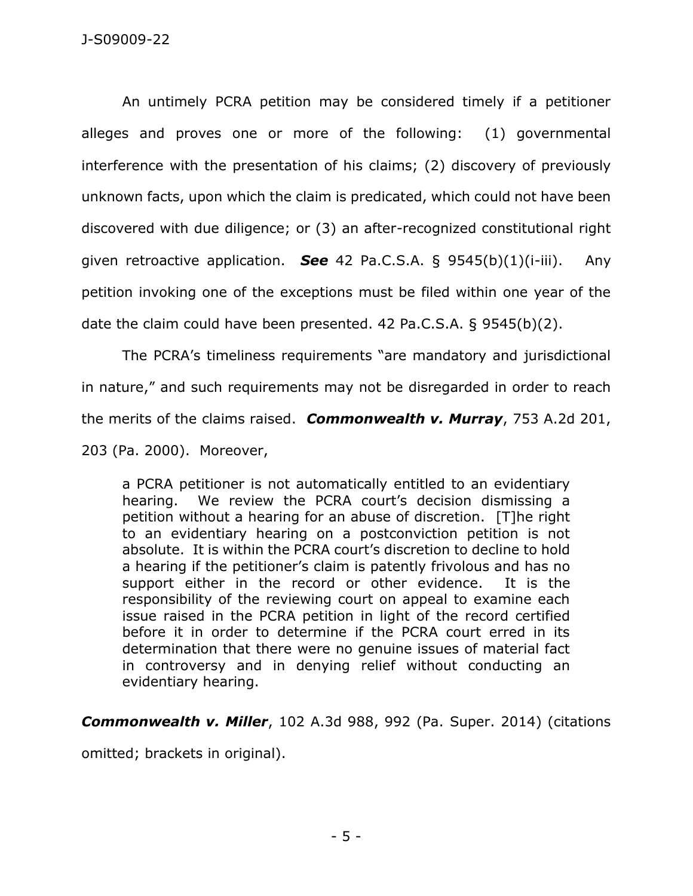An untimely PCRA petition may be considered timely if a petitioner alleges and proves one or more of the following: (1) governmental interference with the presentation of his claims; (2) discovery of previously unknown facts, upon which the claim is predicated, which could not have been discovered with due diligence; or (3) an after-recognized constitutional right given retroactive application. ***See*** 42 Pa.C.S.A. § 9545(b)(1)(i-iii). Any petition invoking one of the exceptions must be filed within one year of the date the claim could have been presented. 42 Pa.C.S.A. § 9545(b)(2).

The PCRA's timeliness requirements "are mandatory and jurisdictional in nature," and such requirements may not be disregarded in order to reach the merits of the claims raised. ***Commonwealth v. Murray***, 753 A.2d 201, 203 (Pa. 2000). Moreover,

> a PCRA petitioner is not automatically entitled to an evidentiary hearing. We review the PCRA court's decision dismissing a petition without a hearing for an abuse of discretion. [T]he right to an evidentiary hearing on a postconviction petition is not absolute. It is within the PCRA court's discretion to decline to hold a hearing if the petitioner's claim is patently frivolous and has no support either in the record or other evidence. It is the responsibility of the reviewing court on appeal to examine each issue raised in the PCRA petition in light of the record certified before it in order to determine if the PCRA court erred in its determination that there were no genuine issues of material fact in controversy and in denying relief without conducting an evidentiary hearing.

***Commonwealth v. Miller***, 102 A.3d 988, 992 (Pa. Super. 2014) (citations omitted; brackets in original).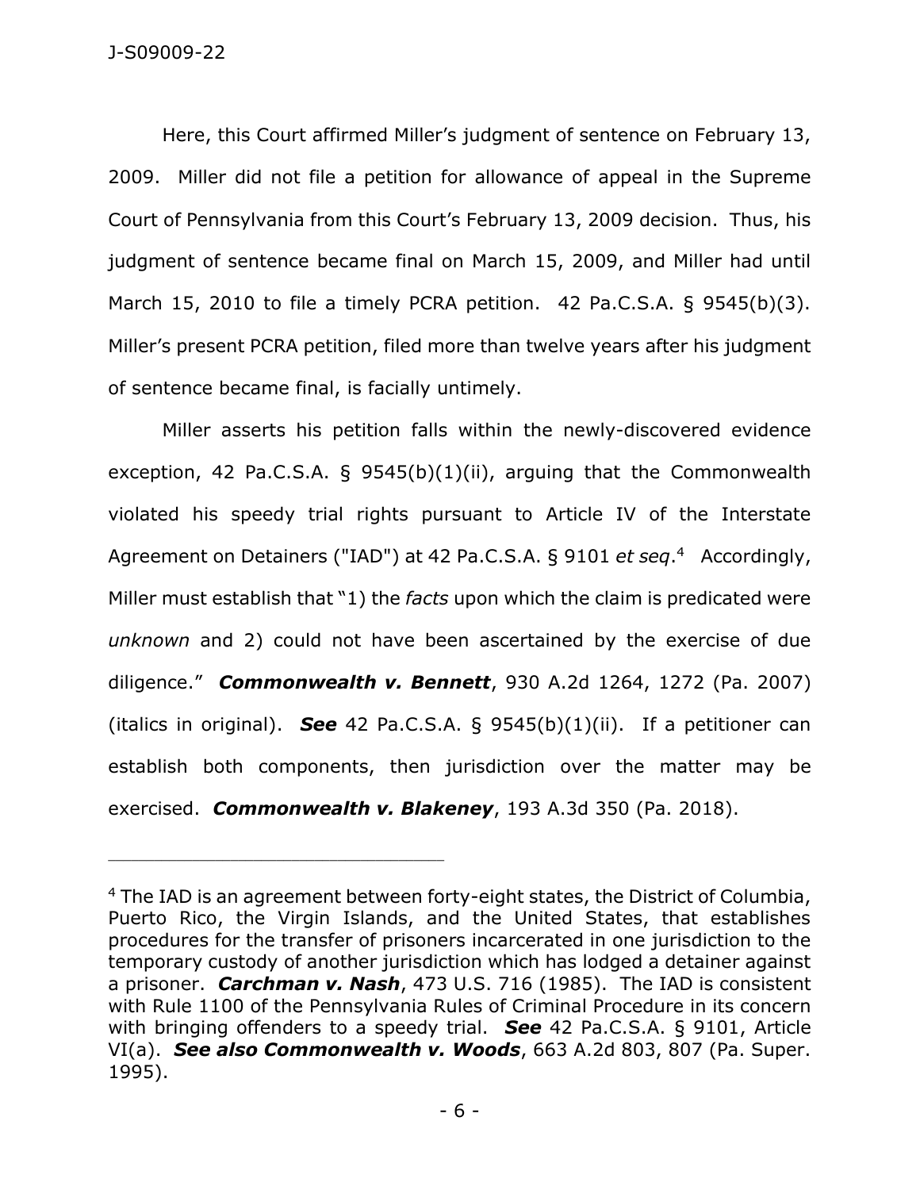Here, this Court affirmed Miller's judgment of sentence on February 13, 2009. Miller did not file a petition for allowance of appeal in the Supreme Court of Pennsylvania from this Court's February 13, 2009 decision. Thus, his judgment of sentence became final on March 15, 2009, and Miller had until March 15, 2010 to file a timely PCRA petition. 42 Pa.C.S.A. § 9545(b)(3). Miller's present PCRA petition, filed more than twelve years after his judgment of sentence became final, is facially untimely.

Miller asserts his petition falls within the newly-discovered evidence exception, 42 Pa.C.S.A. § 9545(b)(1)(ii), arguing that the Commonwealth violated his speedy trial rights pursuant to Article IV of the Interstate Agreement on Detainers ("IAD") at 42 Pa.C.S.A. § 9101 *et seq*.[4] Accordingly, Miller must establish that "1) the *facts* upon which the claim is predicated were *unknown* and 2) could not have been ascertained by the exercise of due diligence." ***Commonwealth v. Bennett***, 930 A.2d 1264, 1272 (Pa. 2007) (italics in original). ***See*** 42 Pa.C.S.A. § 9545(b)(1)(ii). If a petitioner can establish both components, then jurisdiction over the matter may be exercised. ***Commonwealth v. Blakeney***, 193 A.3d 350 (Pa. 2018).

---

[4] The IAD is an agreement between forty-eight states, the District of Columbia, Puerto Rico, the Virgin Islands, and the United States, that establishes procedures for the transfer of prisoners incarcerated in one jurisdiction to the temporary custody of another jurisdiction which has lodged a detainer against a prisoner. ***Carchman v. Nash***, 473 U.S. 716 (1985). The IAD is consistent with Rule 1100 of the Pennsylvania Rules of Criminal Procedure in its concern with bringing offenders to a speedy trial. ***See*** 42 Pa.C.S.A. § 9101, Article VI(a). ***See also Commonwealth v. Woods***, 663 A.2d 803, 807 (Pa. Super. 1995).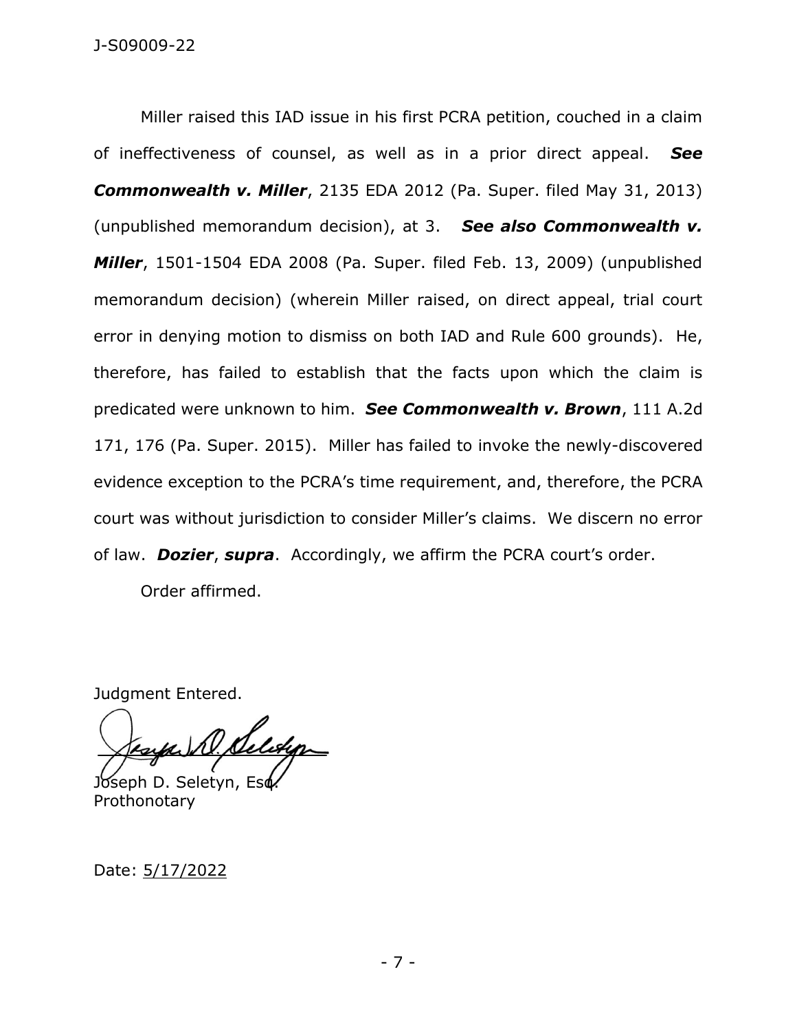Miller raised this IAD issue in his first PCRA petition, couched in a claim of ineffectiveness of counsel, as well as in a prior direct appeal. ***See Commonwealth v. Miller***, 2135 EDA 2012 (Pa. Super. filed May 31, 2013) (unpublished memorandum decision), at 3. ***See also Commonwealth v. Miller***, 1501-1504 EDA 2008 (Pa. Super. filed Feb. 13, 2009) (unpublished memorandum decision) (wherein Miller raised, on direct appeal, trial court error in denying motion to dismiss on both IAD and Rule 600 grounds). He, therefore, has failed to establish that the facts upon which the claim is predicated were unknown to him. ***See Commonwealth v. Brown***, 111 A.2d 171, 176 (Pa. Super. 2015). Miller has failed to invoke the newly-discovered evidence exception to the PCRA's time requirement, and, therefore, the PCRA court was without jurisdiction to consider Miller's claims. We discern no error of law. ***Dozier***, ***supra***. Accordingly, we affirm the PCRA court's order.

Order affirmed.

Judgment Entered.

Joseph D. Seletyn, Esq.
Prothonotary

Date: 5/17/2022